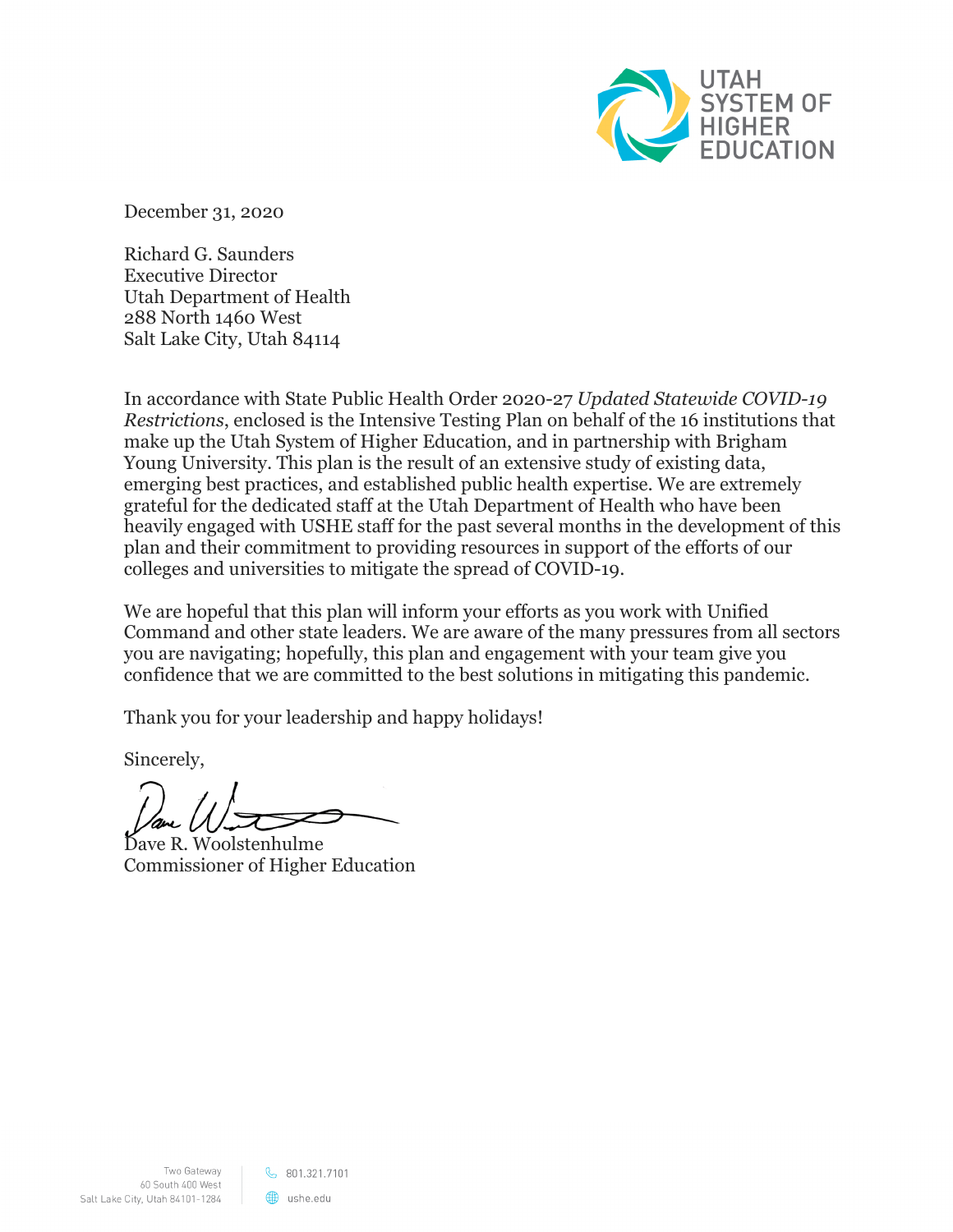UTAH SYSTEM OF HIGHER EDUCATION

December 31, 2020

Richard G. Saunders
Executive Director
Utah Department of Health
288 North 1460 West
Salt Lake City, Utah 84114

In accordance with State Public Health Order 2020-27 *Updated Statewide COVID-19 Restrictions*, enclosed is the Intensive Testing Plan on behalf of the 16 institutions that make up the Utah System of Higher Education, and in partnership with Brigham Young University. This plan is the result of an extensive study of existing data, emerging best practices, and established public health expertise. We are extremely grateful for the dedicated staff at the Utah Department of Health who have been heavily engaged with USHE staff for the past several months in the development of this plan and their commitment to providing resources in support of the efforts of our colleges and universities to mitigate the spread of COVID-19.

We are hopeful that this plan will inform your efforts as you work with Unified Command and other state leaders. We are aware of the many pressures from all sectors you are navigating; hopefully, this plan and engagement with your team give you confidence that we are committed to the best solutions in mitigating this pandemic.

Thank you for your leadership and happy holidays!

Sincerely,

Dave R. Woolstenhulme
Commissioner of Higher Education

Two Gateway
60 South 400 West
Salt Lake City, Utah 84101-1284

801.321.7101
ushe.edu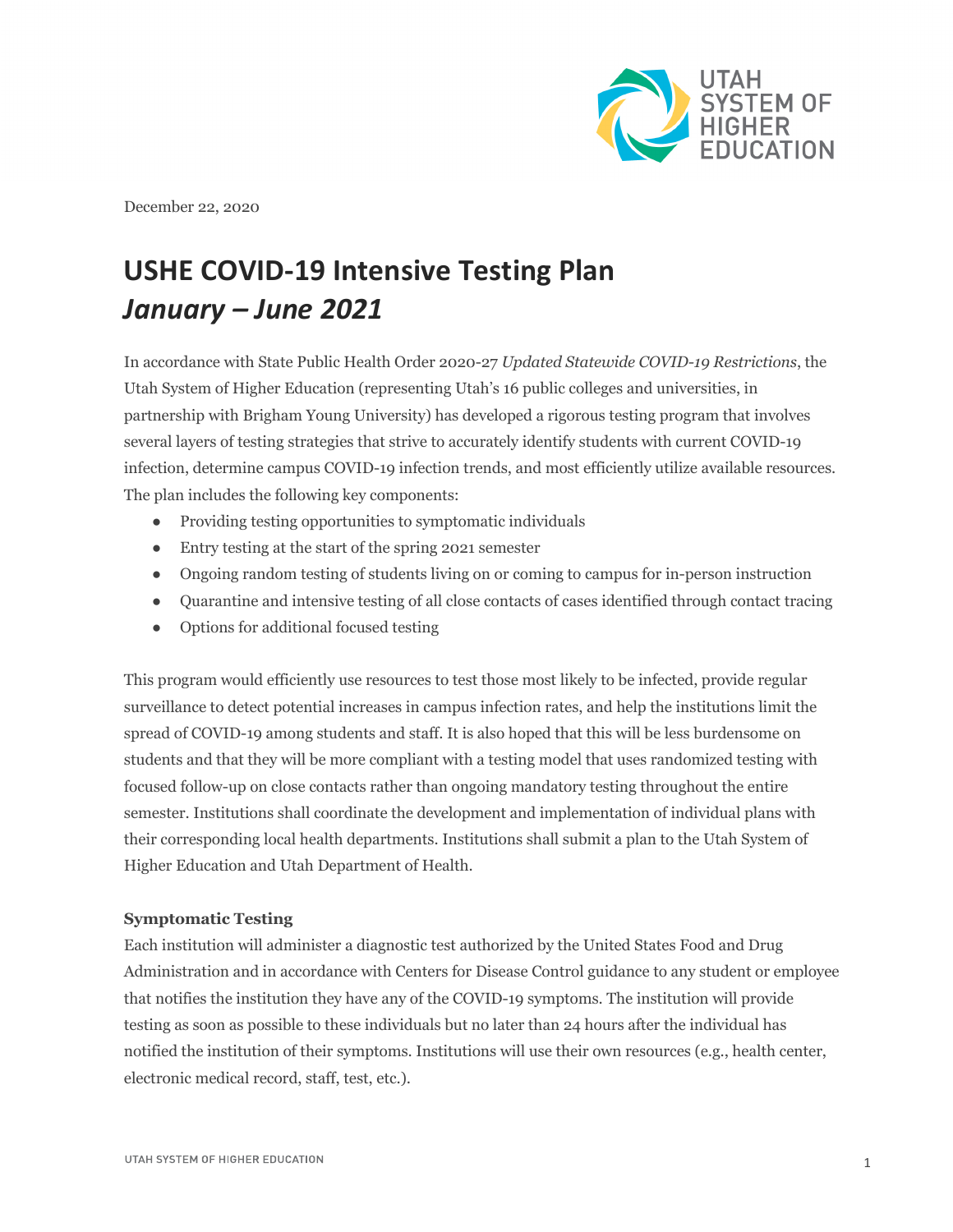December 22, 2020

# USHE COVID-19 Intensive Testing Plan *January – June 2021*

In accordance with State Public Health Order 2020-27 *Updated Statewide COVID-19 Restrictions*, the Utah System of Higher Education (representing Utah's 16 public colleges and universities, in partnership with Brigham Young University) has developed a rigorous testing program that involves several layers of testing strategies that strive to accurately identify students with current COVID-19 infection, determine campus COVID-19 infection trends, and most efficiently utilize available resources. The plan includes the following key components:

- Providing testing opportunities to symptomatic individuals
- Entry testing at the start of the spring 2021 semester
- Ongoing random testing of students living on or coming to campus for in-person instruction
- Quarantine and intensive testing of all close contacts of cases identified through contact tracing
- Options for additional focused testing

This program would efficiently use resources to test those most likely to be infected, provide regular surveillance to detect potential increases in campus infection rates, and help the institutions limit the spread of COVID-19 among students and staff. It is also hoped that this will be less burdensome on students and that they will be more compliant with a testing model that uses randomized testing with focused follow-up on close contacts rather than ongoing mandatory testing throughout the entire semester. Institutions shall coordinate the development and implementation of individual plans with their corresponding local health departments. Institutions shall submit a plan to the Utah System of Higher Education and Utah Department of Health.

**Symptomatic Testing**

Each institution will administer a diagnostic test authorized by the United States Food and Drug Administration and in accordance with Centers for Disease Control guidance to any student or employee that notifies the institution they have any of the COVID-19 symptoms. The institution will provide testing as soon as possible to these individuals but no later than 24 hours after the individual has notified the institution of their symptoms. Institutions will use their own resources (e.g., health center, electronic medical record, staff, test, etc.).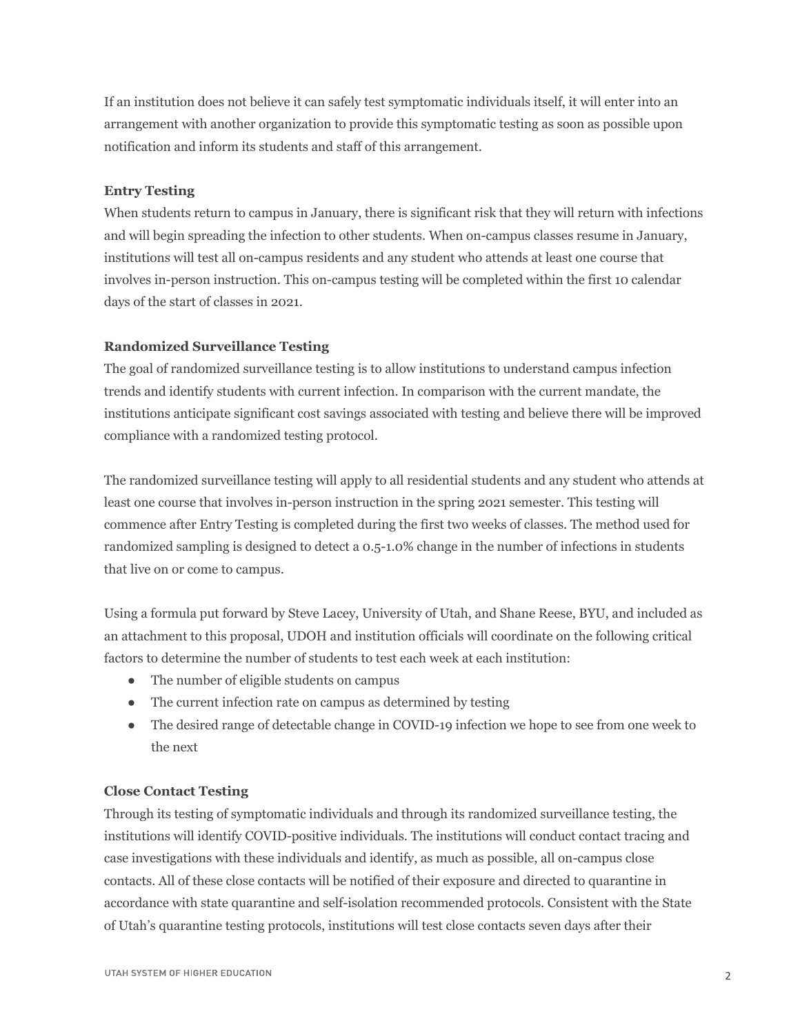If an institution does not believe it can safely test symptomatic individuals itself, it will enter into an arrangement with another organization to provide this symptomatic testing as soon as possible upon notification and inform its students and staff of this arrangement.

**Entry Testing**

When students return to campus in January, there is significant risk that they will return with infections and will begin spreading the infection to other students. When on-campus classes resume in January, institutions will test all on-campus residents and any student who attends at least one course that involves in-person instruction. This on-campus testing will be completed within the first 10 calendar days of the start of classes in 2021.

**Randomized Surveillance Testing**

The goal of randomized surveillance testing is to allow institutions to understand campus infection trends and identify students with current infection. In comparison with the current mandate, the institutions anticipate significant cost savings associated with testing and believe there will be improved compliance with a randomized testing protocol.

The randomized surveillance testing will apply to all residential students and any student who attends at least one course that involves in-person instruction in the spring 2021 semester. This testing will commence after Entry Testing is completed during the first two weeks of classes. The method used for randomized sampling is designed to detect a 0.5-1.0% change in the number of infections in students that live on or come to campus.

Using a formula put forward by Steve Lacey, University of Utah, and Shane Reese, BYU, and included as an attachment to this proposal, UDOH and institution officials will coordinate on the following critical factors to determine the number of students to test each week at each institution:

- The number of eligible students on campus
- The current infection rate on campus as determined by testing
- The desired range of detectable change in COVID-19 infection we hope to see from one week to the next

**Close Contact Testing**

Through its testing of symptomatic individuals and through its randomized surveillance testing, the institutions will identify COVID-positive individuals. The institutions will conduct contact tracing and case investigations with these individuals and identify, as much as possible, all on-campus close contacts. All of these close contacts will be notified of their exposure and directed to quarantine in accordance with state quarantine and self-isolation recommended protocols. Consistent with the State of Utah's quarantine testing protocols, institutions will test close contacts seven days after their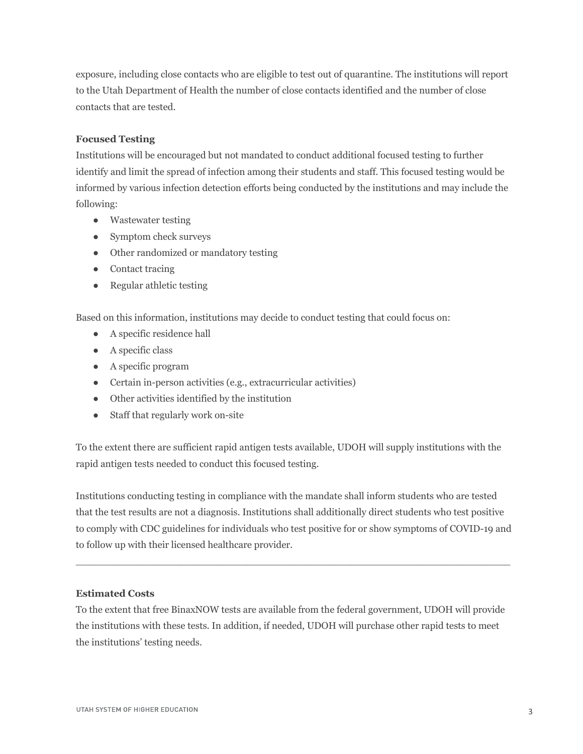exposure, including close contacts who are eligible to test out of quarantine. The institutions will report to the Utah Department of Health the number of close contacts identified and the number of close contacts that are tested.

**Focused Testing**

Institutions will be encouraged but not mandated to conduct additional focused testing to further identify and limit the spread of infection among their students and staff. This focused testing would be informed by various infection detection efforts being conducted by the institutions and may include the following:

- Wastewater testing
- Symptom check surveys
- Other randomized or mandatory testing
- Contact tracing
- Regular athletic testing

Based on this information, institutions may decide to conduct testing that could focus on:

- A specific residence hall
- A specific class
- A specific program
- Certain in-person activities (e.g., extracurricular activities)
- Other activities identified by the institution
- Staff that regularly work on-site

To the extent there are sufficient rapid antigen tests available, UDOH will supply institutions with the rapid antigen tests needed to conduct this focused testing.

Institutions conducting testing in compliance with the mandate shall inform students who are tested that the test results are not a diagnosis. Institutions shall additionally direct students who test positive to comply with CDC guidelines for individuals who test positive for or show symptoms of COVID-19 and to follow up with their licensed healthcare provider.

---

**Estimated Costs**

To the extent that free BinaxNOW tests are available from the federal government, UDOH will provide the institutions with these tests. In addition, if needed, UDOH will purchase other rapid tests to meet the institutions' testing needs.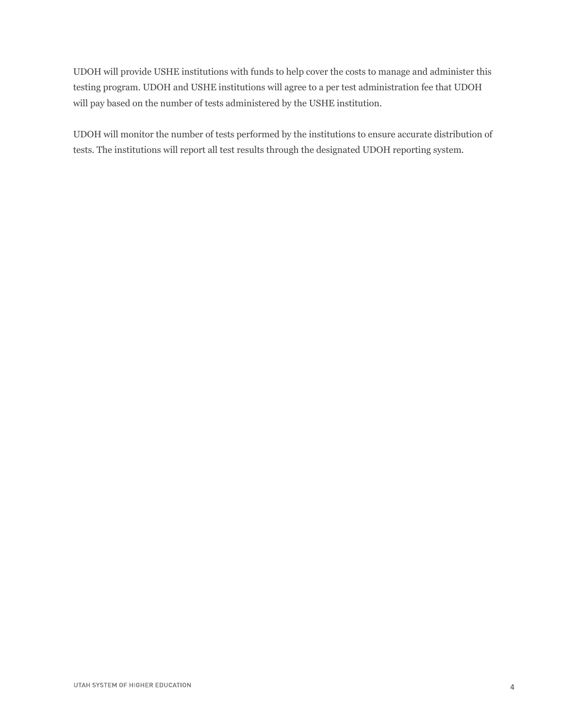UDOH will provide USHE institutions with funds to help cover the costs to manage and administer this testing program. UDOH and USHE institutions will agree to a per test administration fee that UDOH will pay based on the number of tests administered by the USHE institution.

UDOH will monitor the number of tests performed by the institutions to ensure accurate distribution of tests. The institutions will report all test results through the designated UDOH reporting system.